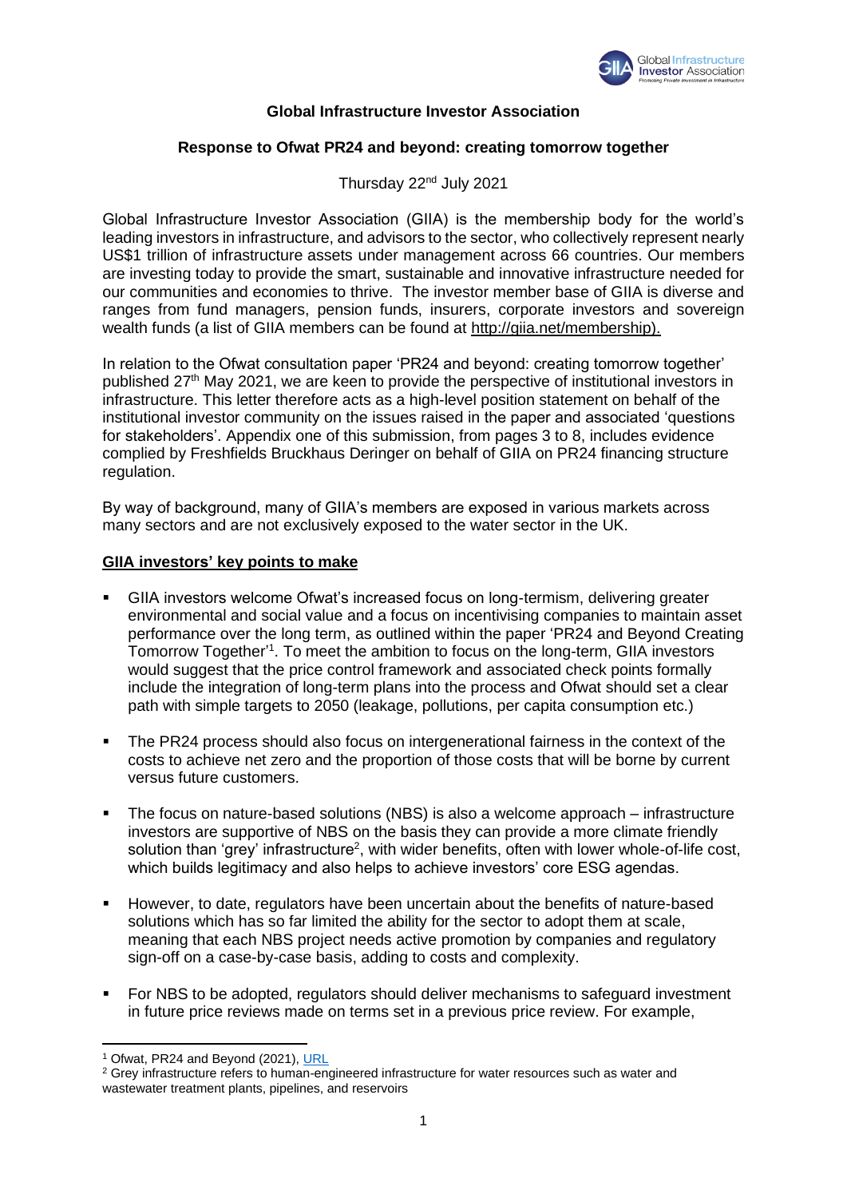**Global Infrastructure Investor Association**

**Response to Ofwat PR24 and beyond: creating tomorrow together**

Thursday 22nd July 2021

Global Infrastructure Investor Association (GIIA) is the membership body for the world's leading investors in infrastructure, and advisors to the sector, who collectively represent nearly US$1 trillion of infrastructure assets under management across 66 countries. Our members are investing today to provide the smart, sustainable and innovative infrastructure needed for our communities and economies to thrive. The investor member base of GIIA is diverse and ranges from fund managers, pension funds, insurers, corporate investors and sovereign wealth funds (a list of GIIA members can be found at http://giia.net/membership).

In relation to the Ofwat consultation paper 'PR24 and beyond: creating tomorrow together' published 27th May 2021, we are keen to provide the perspective of institutional investors in infrastructure. This letter therefore acts as a high-level position statement on behalf of the institutional investor community on the issues raised in the paper and associated 'questions for stakeholders'. Appendix one of this submission, from pages 3 to 8, includes evidence complied by Freshfields Bruckhaus Deringer on behalf of GIIA on PR24 financing structure regulation.

By way of background, many of GIIA's members are exposed in various markets across many sectors and are not exclusively exposed to the water sector in the UK.

**GIIA investors' key points to make**

- GIIA investors welcome Ofwat's increased focus on long-termism, delivering greater environmental and social value and a focus on incentivising companies to maintain asset performance over the long term, as outlined within the paper 'PR24 and Beyond Creating Tomorrow Together'[1]. To meet the ambition to focus on the long-term, GIIA investors would suggest that the price control framework and associated check points formally include the integration of long-term plans into the process and Ofwat should set a clear path with simple targets to 2050 (leakage, pollutions, per capita consumption etc.)
- The PR24 process should also focus on intergenerational fairness in the context of the costs to achieve net zero and the proportion of those costs that will be borne by current versus future customers.
- The focus on nature-based solutions (NBS) is also a welcome approach – infrastructure investors are supportive of NBS on the basis they can provide a more climate friendly solution than 'grey' infrastructure[2], with wider benefits, often with lower whole-of-life cost, which builds legitimacy and also helps to achieve investors' core ESG agendas.
- However, to date, regulators have been uncertain about the benefits of nature-based solutions which has so far limited the ability for the sector to adopt them at scale, meaning that each NBS project needs active promotion by companies and regulatory sign-off on a case-by-case basis, adding to costs and complexity.
- For NBS to be adopted, regulators should deliver mechanisms to safeguard investment in future price reviews made on terms set in a previous price review. For example,

---

[1] Ofwat, PR24 and Beyond (2021), URL

[2] Grey infrastructure refers to human-engineered infrastructure for water resources such as water and wastewater treatment plants, pipelines, and reservoirs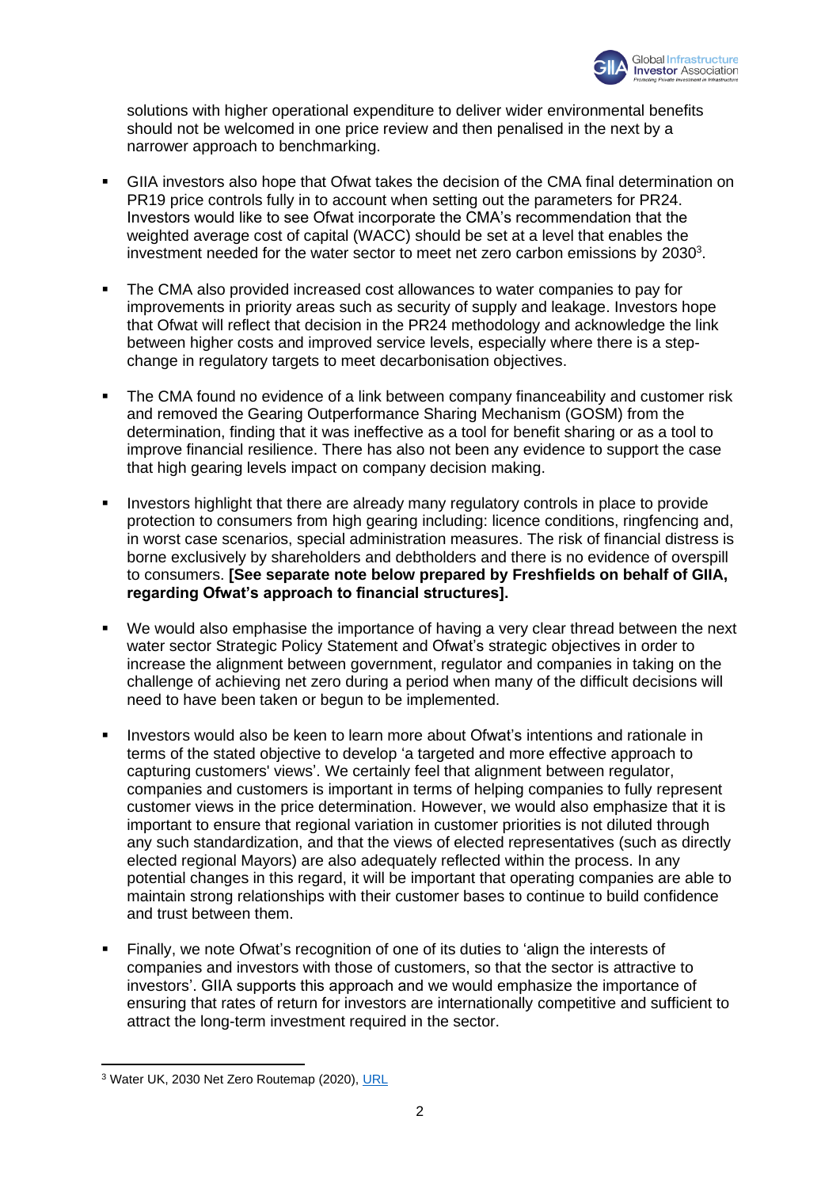solutions with higher operational expenditure to deliver wider environmental benefits should not be welcomed in one price review and then penalised in the next by a narrower approach to benchmarking.

- GIIA investors also hope that Ofwat takes the decision of the CMA final determination on PR19 price controls fully in to account when setting out the parameters for PR24. Investors would like to see Ofwat incorporate the CMA's recommendation that the weighted average cost of capital (WACC) should be set at a level that enables the investment needed for the water sector to meet net zero carbon emissions by 2030[3].

- The CMA also provided increased cost allowances to water companies to pay for improvements in priority areas such as security of supply and leakage. Investors hope that Ofwat will reflect that decision in the PR24 methodology and acknowledge the link between higher costs and improved service levels, especially where there is a step-change in regulatory targets to meet decarbonisation objectives.

- The CMA found no evidence of a link between company financeability and customer risk and removed the Gearing Outperformance Sharing Mechanism (GOSM) from the determination, finding that it was ineffective as a tool for benefit sharing or as a tool to improve financial resilience. There has also not been any evidence to support the case that high gearing levels impact on company decision making.

- Investors highlight that there are already many regulatory controls in place to provide protection to consumers from high gearing including: licence conditions, ringfencing and, in worst case scenarios, special administration measures. The risk of financial distress is borne exclusively by shareholders and debtholders and there is no evidence of overspill to consumers. **[See separate note below prepared by Freshfields on behalf of GIIA, regarding Ofwat's approach to financial structures].**

- We would also emphasise the importance of having a very clear thread between the next water sector Strategic Policy Statement and Ofwat's strategic objectives in order to increase the alignment between government, regulator and companies in taking on the challenge of achieving net zero during a period when many of the difficult decisions will need to have been taken or begun to be implemented.

- Investors would also be keen to learn more about Ofwat's intentions and rationale in terms of the stated objective to develop 'a targeted and more effective approach to capturing customers' views'. We certainly feel that alignment between regulator, companies and customers is important in terms of helping companies to fully represent customer views in the price determination. However, we would also emphasize that it is important to ensure that regional variation in customer priorities is not diluted through any such standardization, and that the views of elected representatives (such as directly elected regional Mayors) are also adequately reflected within the process. In any potential changes in this regard, it will be important that operating companies are able to maintain strong relationships with their customer bases to continue to build confidence and trust between them.

- Finally, we note Ofwat's recognition of one of its duties to 'align the interests of companies and investors with those of customers, so that the sector is attractive to investors'. GIIA supports this approach and we would emphasize the importance of ensuring that rates of return for investors are internationally competitive and sufficient to attract the long-term investment required in the sector.

---

[3] Water UK, 2030 Net Zero Routemap (2020), URL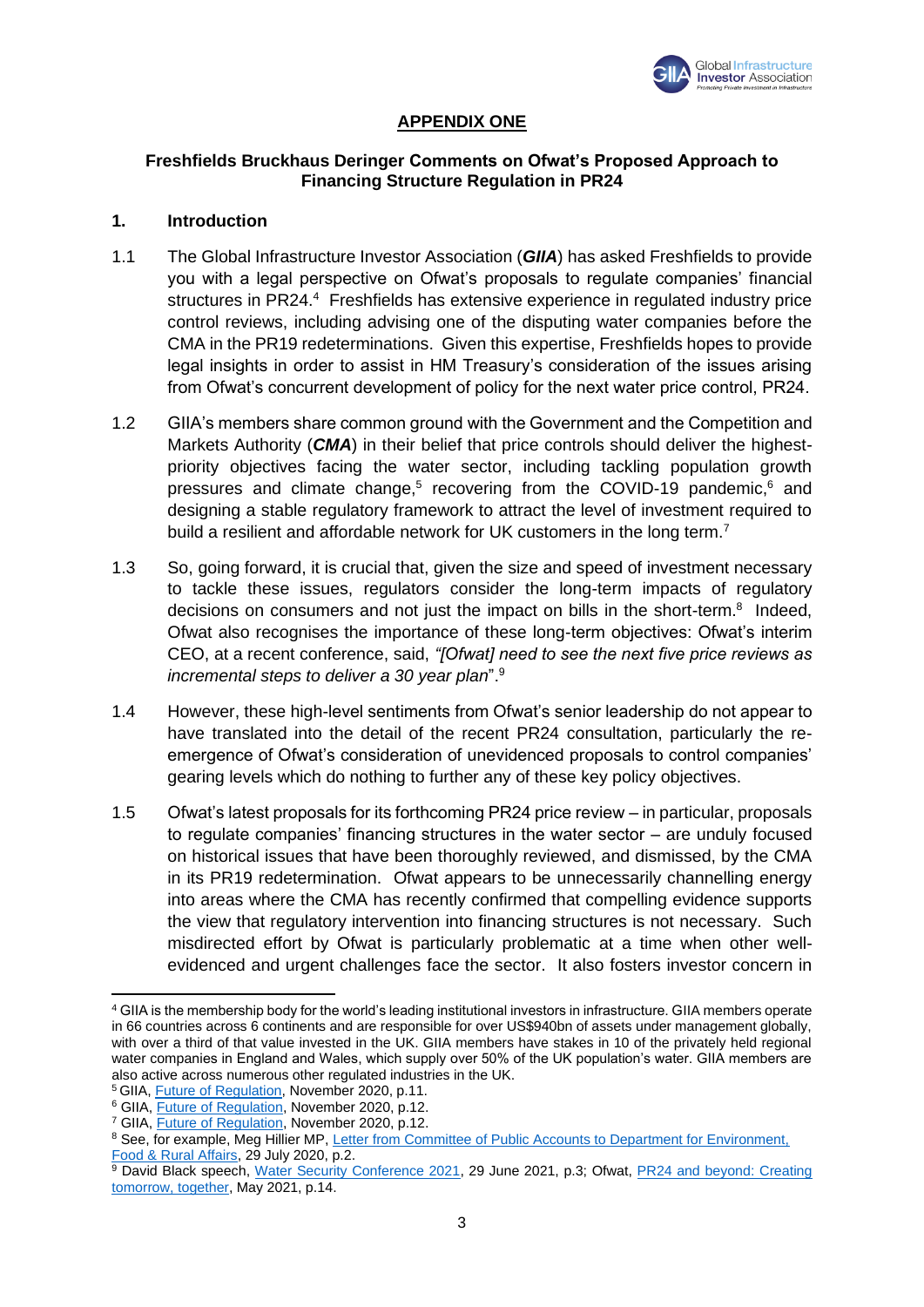## APPENDIX ONE

### Freshfields Bruckhaus Deringer Comments on Ofwat's Proposed Approach to Financing Structure Regulation in PR24

### 1. Introduction

1.1 The Global Infrastructure Investor Association (***GIIA***) has asked Freshfields to provide you with a legal perspective on Ofwat's proposals to regulate companies' financial structures in PR24.[4] Freshfields has extensive experience in regulated industry price control reviews, including advising one of the disputing water companies before the CMA in the PR19 redeterminations. Given this expertise, Freshfields hopes to provide legal insights in order to assist in HM Treasury's consideration of the issues arising from Ofwat's concurrent development of policy for the next water price control, PR24.

1.2 GIIA's members share common ground with the Government and the Competition and Markets Authority (***CMA***) in their belief that price controls should deliver the highest-priority objectives facing the water sector, including tackling population growth pressures and climate change,[5] recovering from the COVID-19 pandemic,[6] and designing a stable regulatory framework to attract the level of investment required to build a resilient and affordable network for UK customers in the long term.[7]

1.3 So, going forward, it is crucial that, given the size and speed of investment necessary to tackle these issues, regulators consider the long-term impacts of regulatory decisions on consumers and not just the impact on bills in the short-term.[8] Indeed, Ofwat also recognises the importance of these long-term objectives: Ofwat's interim CEO, at a recent conference, said, *"[Ofwat] need to see the next five price reviews as incremental steps to deliver a 30 year plan"*.[9]

1.4 However, these high-level sentiments from Ofwat's senior leadership do not appear to have translated into the detail of the recent PR24 consultation, particularly the re-emergence of Ofwat's consideration of unevidenced proposals to control companies' gearing levels which do nothing to further any of these key policy objectives.

1.5 Ofwat's latest proposals for its forthcoming PR24 price review – in particular, proposals to regulate companies' financing structures in the water sector – are unduly focused on historical issues that have been thoroughly reviewed, and dismissed, by the CMA in its PR19 redetermination. Ofwat appears to be unnecessarily channelling energy into areas where the CMA has recently confirmed that compelling evidence supports the view that regulatory intervention into financing structures is not necessary. Such misdirected effort by Ofwat is particularly problematic at a time when other well-evidenced and urgent challenges face the sector. It also fosters investor concern in

---

[4] GIIA is the membership body for the world's leading institutional investors in infrastructure. GIIA members operate in 66 countries across 6 continents and are responsible for over US$940bn of assets under management globally, with over a third of that value invested in the UK. GIIA members have stakes in 10 of the privately held regional water companies in England and Wales, which supply over 50% of the UK population's water. GIIA members are also active across numerous other regulated industries in the UK.

[5] GIIA, Future of Regulation, November 2020, p.11.

[6] GIIA, Future of Regulation, November 2020, p.12.

[7] GIIA, Future of Regulation, November 2020, p.12.

[8] See, for example, Meg Hillier MP, Letter from Committee of Public Accounts to Department for Environment, Food & Rural Affairs, 29 July 2020, p.2.

[9] David Black speech, Water Security Conference 2021, 29 June 2021, p.3; Ofwat, PR24 and beyond: Creating tomorrow, together, May 2021, p.14.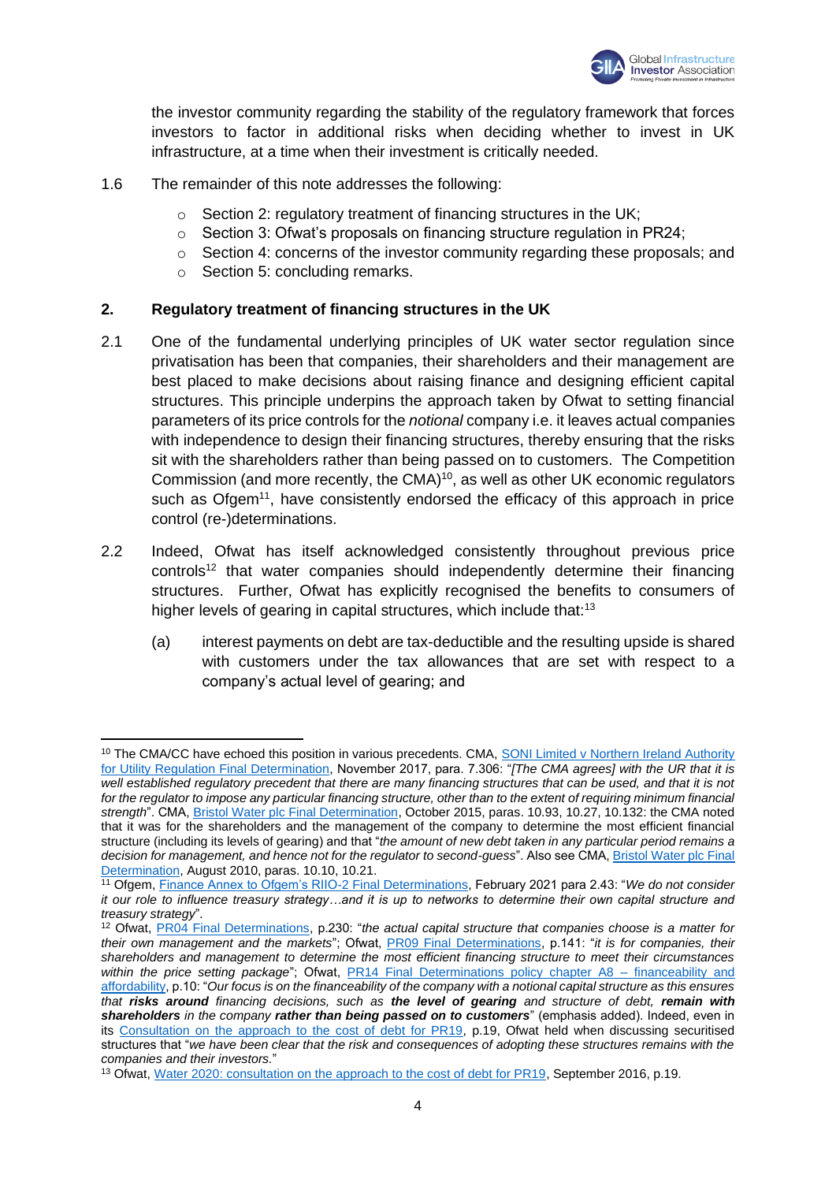the investor community regarding the stability of the regulatory framework that forces investors to factor in additional risks when deciding whether to invest in UK infrastructure, at a time when their investment is critically needed.

1.6 The remainder of this note addresses the following:

- Section 2: regulatory treatment of financing structures in the UK;
- Section 3: Ofwat's proposals on financing structure regulation in PR24;
- Section 4: concerns of the investor community regarding these proposals; and
- Section 5: concluding remarks.

## 2. Regulatory treatment of financing structures in the UK

2.1 One of the fundamental underlying principles of UK water sector regulation since privatisation has been that companies, their shareholders and their management are best placed to make decisions about raising finance and designing efficient capital structures. This principle underpins the approach taken by Ofwat to setting financial parameters of its price controls for the *notional* company i.e. it leaves actual companies with independence to design their financing structures, thereby ensuring that the risks sit with the shareholders rather than being passed on to customers. The Competition Commission (and more recently, the CMA)[10], as well as other UK economic regulators such as Ofgem[11], have consistently endorsed the efficacy of this approach in price control (re-)determinations.

2.2 Indeed, Ofwat has itself acknowledged consistently throughout previous price controls[12] that water companies should independently determine their financing structures. Further, Ofwat has explicitly recognised the benefits to consumers of higher levels of gearing in capital structures, which include that:[13]

(a) interest payments on debt are tax-deductible and the resulting upside is shared with customers under the tax allowances that are set with respect to a company's actual level of gearing; and

---

[10] The CMA/CC have echoed this position in various precedents. CMA, SONI Limited v Northern Ireland Authority for Utility Regulation Final Determination, November 2017, para. 7.306: "*[The CMA agrees] with the UR that it is well established regulatory precedent that there are many financing structures that can be used, and that it is not for the regulator to impose any particular financing structure, other than to the extent of requiring minimum financial strength*". CMA, Bristol Water plc Final Determination, October 2015, paras. 10.93, 10.27, 10.132: the CMA noted that it was for the shareholders and the management of the company to determine the most efficient financial structure (including its levels of gearing) and that "*the amount of new debt taken in any particular period remains a decision for management, and hence not for the regulator to second-guess*". Also see CMA, Bristol Water plc Final Determination, August 2010, paras. 10.10, 10.21.

[11] Ofgem, Finance Annex to Ofgem's RIIO-2 Final Determinations, February 2021 para 2.43: "*We do not consider it our role to influence treasury strategy…and it is up to networks to determine their own capital structure and treasury strategy*".

[12] Ofwat, PR04 Final Determinations, p.230: "*the actual capital structure that companies choose is a matter for their own management and the markets*"; Ofwat, PR09 Final Determinations, p.141: "*it is for companies, their shareholders and management to determine the most efficient financing structure to meet their circumstances within the price setting package*"; Ofwat, PR14 Final Determinations policy chapter A8 – financeability and affordability, p.10: "*Our focus is on the financeability of the company with a notional capital structure as this ensures that **risks around** financing decisions, such as **the level of gearing** and structure of debt, **remain with shareholders** in the company **rather than being passed on to customers***" (emphasis added). Indeed, even in its Consultation on the approach to the cost of debt for PR19, p.19, Ofwat held when discussing securitised structures that "*we have been clear that the risk and consequences of adopting these structures remains with the companies and their investors.*"

[13] Ofwat, Water 2020: consultation on the approach to the cost of debt for PR19, September 2016, p.19.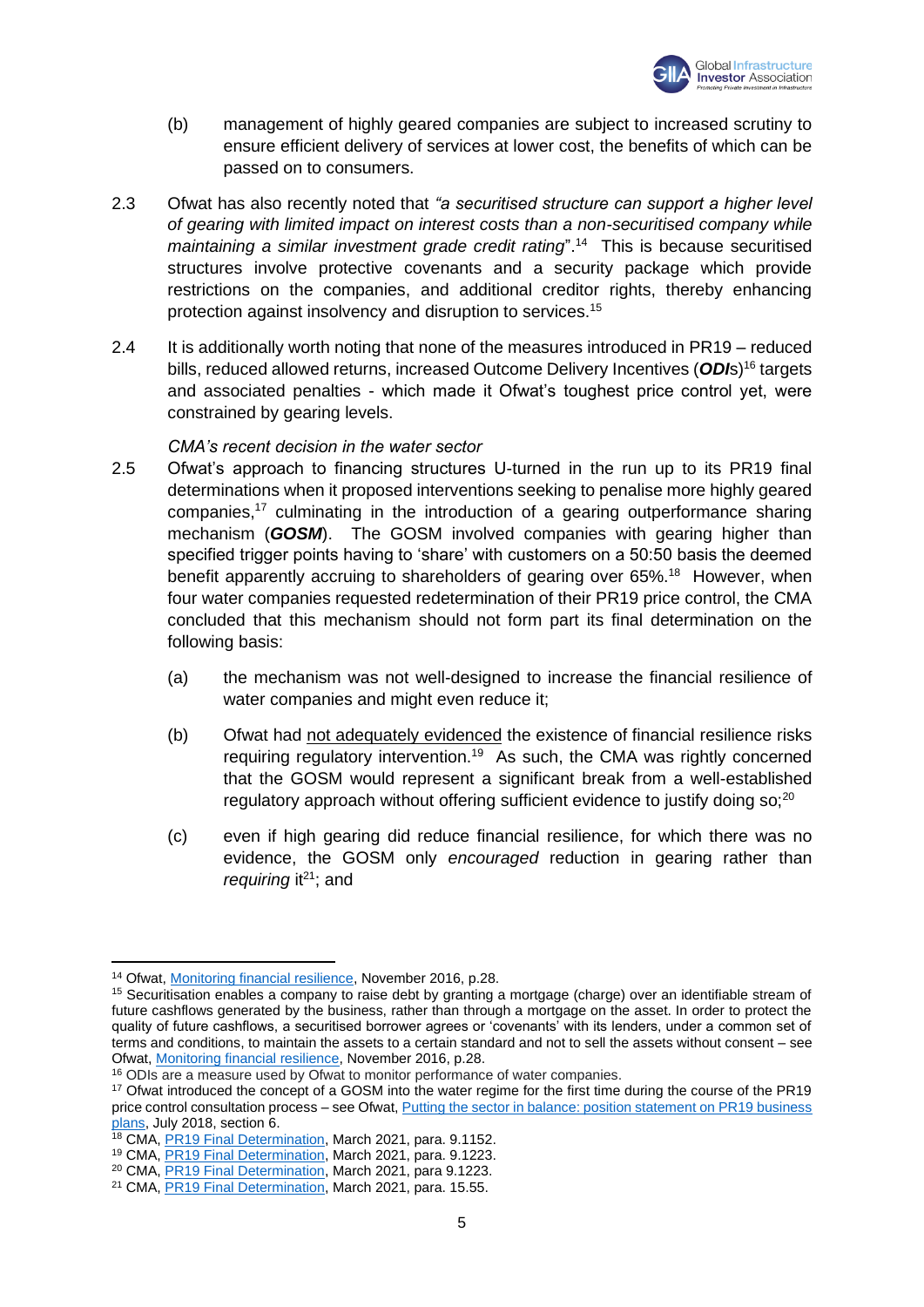(b) management of highly geared companies are subject to increased scrutiny to ensure efficient delivery of services at lower cost, the benefits of which can be passed on to consumers.

2.3 Ofwat has also recently noted that *"a securitised structure can support a higher level of gearing with limited impact on interest costs than a non-securitised company while maintaining a similar investment grade credit rating"*.[14] This is because securitised structures involve protective covenants and a security package which provide restrictions on the companies, and additional creditor rights, thereby enhancing protection against insolvency and disruption to services.[15]

2.4 It is additionally worth noting that none of the measures introduced in PR19 – reduced bills, reduced allowed returns, increased Outcome Delivery Incentives (***ODI***s)[16] targets and associated penalties - which made it Ofwat's toughest price control yet, were constrained by gearing levels.

*CMA's recent decision in the water sector*

2.5 Ofwat's approach to financing structures U-turned in the run up to its PR19 final determinations when it proposed interventions seeking to penalise more highly geared companies,[17] culminating in the introduction of a gearing outperformance sharing mechanism (***GOSM***). The GOSM involved companies with gearing higher than specified trigger points having to 'share' with customers on a 50:50 basis the deemed benefit apparently accruing to shareholders of gearing over 65%.[18] However, when four water companies requested redetermination of their PR19 price control, the CMA concluded that this mechanism should not form part its final determination on the following basis:

(a) the mechanism was not well-designed to increase the financial resilience of water companies and might even reduce it;

(b) Ofwat had not adequately evidenced the existence of financial resilience risks requiring regulatory intervention.[19] As such, the CMA was rightly concerned that the GOSM would represent a significant break from a well-established regulatory approach without offering sufficient evidence to justify doing so;[20]

(c) even if high gearing did reduce financial resilience, for which there was no evidence, the GOSM only *encouraged* reduction in gearing rather than *requiring* it[21]; and

---

[14] Ofwat, Monitoring financial resilience, November 2016, p.28.

[15] Securitisation enables a company to raise debt by granting a mortgage (charge) over an identifiable stream of future cashflows generated by the business, rather than through a mortgage on the asset. In order to protect the quality of future cashflows, a securitised borrower agrees or 'covenants' with its lenders, under a common set of terms and conditions, to maintain the assets to a certain standard and not to sell the assets without consent – see Ofwat, Monitoring financial resilience, November 2016, p.28.

[16] ODIs are a measure used by Ofwat to monitor performance of water companies.

[17] Ofwat introduced the concept of a GOSM into the water regime for the first time during the course of the PR19 price control consultation process – see Ofwat, Putting the sector in balance: position statement on PR19 business plans, July 2018, section 6.

[18] CMA, PR19 Final Determination, March 2021, para. 9.1152.

[19] CMA, PR19 Final Determination, March 2021, para. 9.1223.

[20] CMA, PR19 Final Determination, March 2021, para 9.1223.

[21] CMA, PR19 Final Determination, March 2021, para. 15.55.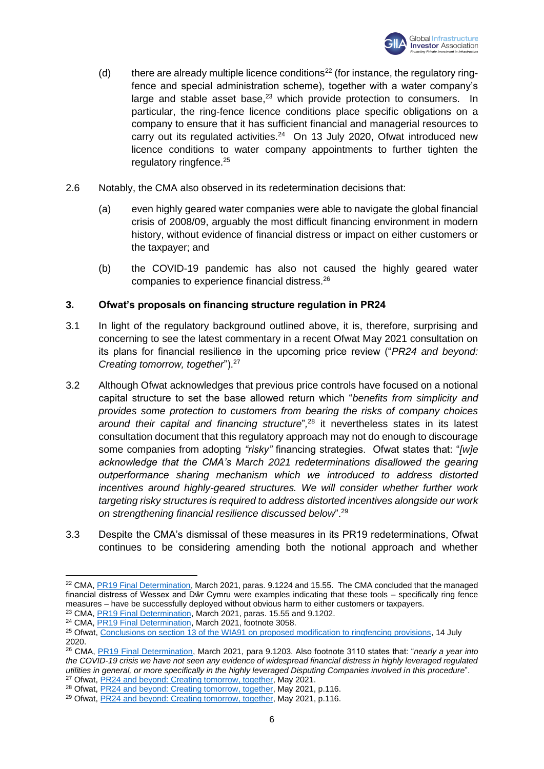(d) there are already multiple licence conditions[22] (for instance, the regulatory ring-fence and special administration scheme), together with a water company's large and stable asset base,[23] which provide protection to consumers. In particular, the ring-fence licence conditions place specific obligations on a company to ensure that it has sufficient financial and managerial resources to carry out its regulated activities.[24] On 13 July 2020, Ofwat introduced new licence conditions to water company appointments to further tighten the regulatory ringfence.[25]

2.6 Notably, the CMA also observed in its redetermination decisions that:

(a) even highly geared water companies were able to navigate the global financial crisis of 2008/09, arguably the most difficult financing environment in modern history, without evidence of financial distress or impact on either customers or the taxpayer; and

(b) the COVID-19 pandemic has also not caused the highly geared water companies to experience financial distress.[26]

### 3. Ofwat's proposals on financing structure regulation in PR24

3.1 In light of the regulatory background outlined above, it is, therefore, surprising and concerning to see the latest commentary in a recent Ofwat May 2021 consultation on its plans for financial resilience in the upcoming price review ("*PR24 and beyond: Creating tomorrow, together*").[27]

3.2 Although Ofwat acknowledges that previous price controls have focused on a notional capital structure to set the base allowed return which "*benefits from simplicity and provides some protection to customers from bearing the risks of company choices around their capital and financing structure*",[28] it nevertheless states in its latest consultation document that this regulatory approach may not do enough to discourage some companies from adopting *"risky"* financing strategies. Ofwat states that: "*[w]e acknowledge that the CMA's March 2021 redeterminations disallowed the gearing outperformance sharing mechanism which we introduced to address distorted incentives around highly-geared structures. We will consider whether further work targeting risky structures is required to address distorted incentives alongside our work on strengthening financial resilience discussed below*".[29]

3.3 Despite the CMA's dismissal of these measures in its PR19 redeterminations, Ofwat continues to be considering amending both the notional approach and whether

---

[22] CMA, PR19 Final Determination, March 2021, paras. 9.1224 and 15.55. The CMA concluded that the managed financial distress of Wessex and Dŵr Cymru were examples indicating that these tools – specifically ring fence measures – have be successfully deployed without obvious harm to either customers or taxpayers.

[23] CMA, PR19 Final Determination, March 2021, paras. 15.55 and 9.1202.

[24] CMA, PR19 Final Determination, March 2021, footnote 3058.

[25] Ofwat, Conclusions on section 13 of the WIA91 on proposed modification to ringfencing provisions, 14 July 2020.

[26] CMA, PR19 Final Determination, March 2021, para 9.1203. Also footnote 3110 states that: "*nearly a year into the COVID-19 crisis we have not seen any evidence of widespread financial distress in highly leveraged regulated utilities in general, or more specifically in the highly leveraged Disputing Companies involved in this procedure*".

[27] Ofwat, PR24 and beyond: Creating tomorrow, together, May 2021.

[28] Ofwat, PR24 and beyond: Creating tomorrow, together, May 2021, p.116.

[29] Ofwat, PR24 and beyond: Creating tomorrow, together, May 2021, p.116.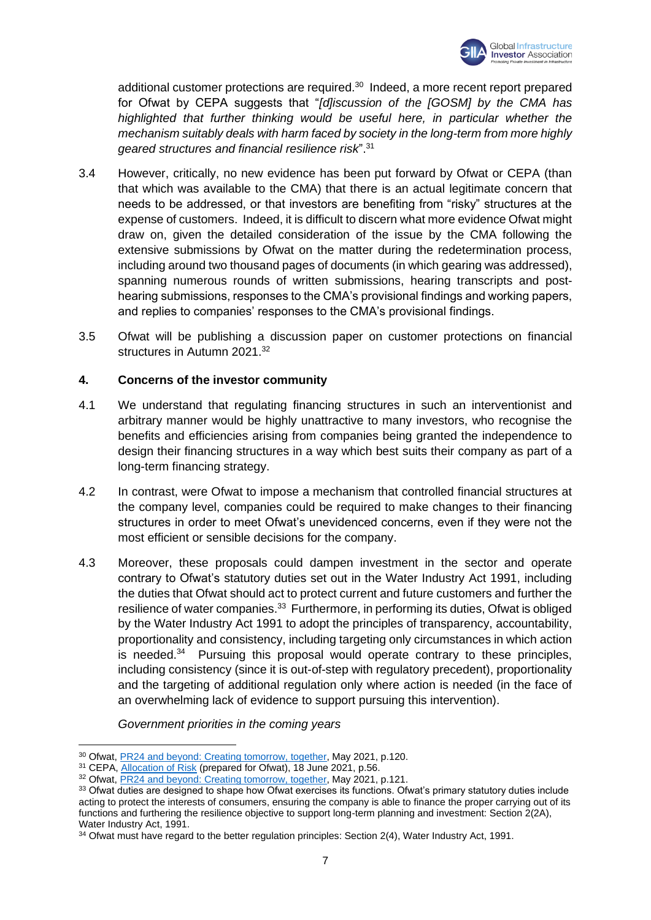additional customer protections are required.[30] Indeed, a more recent report prepared for Ofwat by CEPA suggests that "*[d]iscussion of the [GOSM] by the CMA has highlighted that further thinking would be useful here, in particular whether the mechanism suitably deals with harm faced by society in the long-term from more highly geared structures and financial resilience risk*".[31]

3.4 However, critically, no new evidence has been put forward by Ofwat or CEPA (than that which was available to the CMA) that there is an actual legitimate concern that needs to be addressed, or that investors are benefiting from "risky" structures at the expense of customers. Indeed, it is difficult to discern what more evidence Ofwat might draw on, given the detailed consideration of the issue by the CMA following the extensive submissions by Ofwat on the matter during the redetermination process, including around two thousand pages of documents (in which gearing was addressed), spanning numerous rounds of written submissions, hearing transcripts and post-hearing submissions, responses to the CMA's provisional findings and working papers, and replies to companies' responses to the CMA's provisional findings.

3.5 Ofwat will be publishing a discussion paper on customer protections on financial structures in Autumn 2021.[32]

## 4. Concerns of the investor community

4.1 We understand that regulating financing structures in such an interventionist and arbitrary manner would be highly unattractive to many investors, who recognise the benefits and efficiencies arising from companies being granted the independence to design their financing structures in a way which best suits their company as part of a long-term financing strategy.

4.2 In contrast, were Ofwat to impose a mechanism that controlled financial structures at the company level, companies could be required to make changes to their financing structures in order to meet Ofwat's unevidenced concerns, even if they were not the most efficient or sensible decisions for the company.

4.3 Moreover, these proposals could dampen investment in the sector and operate contrary to Ofwat's statutory duties set out in the Water Industry Act 1991, including the duties that Ofwat should act to protect current and future customers and further the resilience of water companies.[33] Furthermore, in performing its duties, Ofwat is obliged by the Water Industry Act 1991 to adopt the principles of transparency, accountability, proportionality and consistency, including targeting only circumstances in which action is needed.[34] Pursuing this proposal would operate contrary to these principles, including consistency (since it is out-of-step with regulatory precedent), proportionality and the targeting of additional regulation only where action is needed (in the face of an overwhelming lack of evidence to support pursuing this intervention).

*Government priorities in the coming years*

---

[30] Ofwat, PR24 and beyond: Creating tomorrow, together, May 2021, p.120.

[31] CEPA, Allocation of Risk (prepared for Ofwat), 18 June 2021, p.56.

[32] Ofwat, PR24 and beyond: Creating tomorrow, together, May 2021, p.121.

[33] Ofwat duties are designed to shape how Ofwat exercises its functions. Ofwat's primary statutory duties include acting to protect the interests of consumers, ensuring the company is able to finance the proper carrying out of its functions and furthering the resilience objective to support long-term planning and investment: Section 2(2A), Water Industry Act, 1991.

[34] Ofwat must have regard to the better regulation principles: Section 2(4), Water Industry Act, 1991.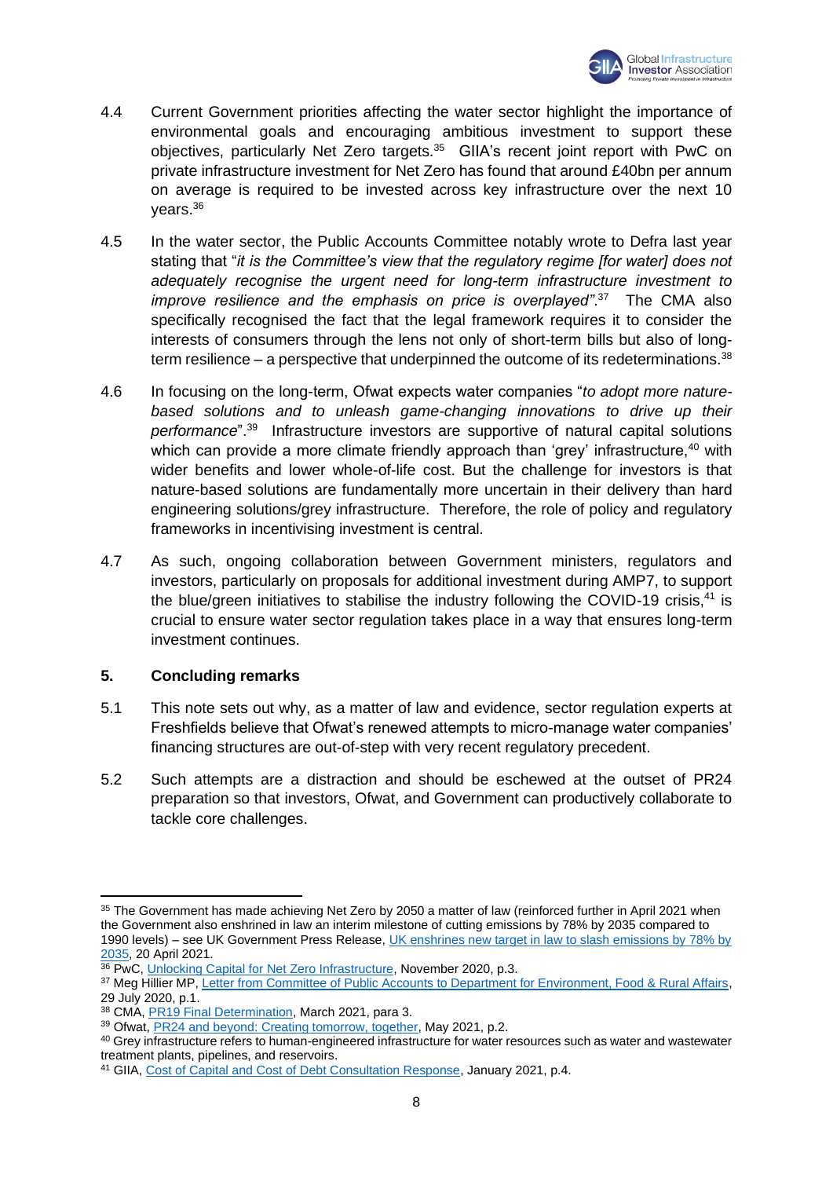4.4 Current Government priorities affecting the water sector highlight the importance of environmental goals and encouraging ambitious investment to support these objectives, particularly Net Zero targets.[35] GIIA's recent joint report with PwC on private infrastructure investment for Net Zero has found that around £40bn per annum on average is required to be invested across key infrastructure over the next 10 years.[36]

4.5 In the water sector, the Public Accounts Committee notably wrote to Defra last year stating that "*it is the Committee's view that the regulatory regime [for water] does not adequately recognise the urgent need for long-term infrastructure investment to improve resilience and the emphasis on price is overplayed*".[37] The CMA also specifically recognised the fact that the legal framework requires it to consider the interests of consumers through the lens not only of short-term bills but also of long-term resilience – a perspective that underpinned the outcome of its redeterminations.[38]

4.6 In focusing on the long-term, Ofwat expects water companies "*to adopt more nature-based solutions and to unleash game-changing innovations to drive up their performance*".[39] Infrastructure investors are supportive of natural capital solutions which can provide a more climate friendly approach than 'grey' infrastructure,[40] with wider benefits and lower whole-of-life cost. But the challenge for investors is that nature-based solutions are fundamentally more uncertain in their delivery than hard engineering solutions/grey infrastructure. Therefore, the role of policy and regulatory frameworks in incentivising investment is central.

4.7 As such, ongoing collaboration between Government ministers, regulators and investors, particularly on proposals for additional investment during AMP7, to support the blue/green initiatives to stabilise the industry following the COVID-19 crisis,[41] is crucial to ensure water sector regulation takes place in a way that ensures long-term investment continues.

## 5. Concluding remarks

5.1 This note sets out why, as a matter of law and evidence, sector regulation experts at Freshfields believe that Ofwat's renewed attempts to micro-manage water companies' financing structures are out-of-step with very recent regulatory precedent.

5.2 Such attempts are a distraction and should be eschewed at the outset of PR24 preparation so that investors, Ofwat, and Government can productively collaborate to tackle core challenges.

---

[35] The Government has made achieving Net Zero by 2050 a matter of law (reinforced further in April 2021 when the Government also enshrined in law an interim milestone of cutting emissions by 78% by 2035 compared to 1990 levels) – see UK Government Press Release, UK enshrines new target in law to slash emissions by 78% by 2035, 20 April 2021.

[36] PwC, Unlocking Capital for Net Zero Infrastructure, November 2020, p.3.

[37] Meg Hillier MP, Letter from Committee of Public Accounts to Department for Environment, Food & Rural Affairs, 29 July 2020, p.1.

[38] CMA, PR19 Final Determination, March 2021, para 3.

[39] Ofwat, PR24 and beyond: Creating tomorrow, together, May 2021, p.2.

[40] Grey infrastructure refers to human-engineered infrastructure for water resources such as water and wastewater treatment plants, pipelines, and reservoirs.

[41] GIIA, Cost of Capital and Cost of Debt Consultation Response, January 2021, p.4.